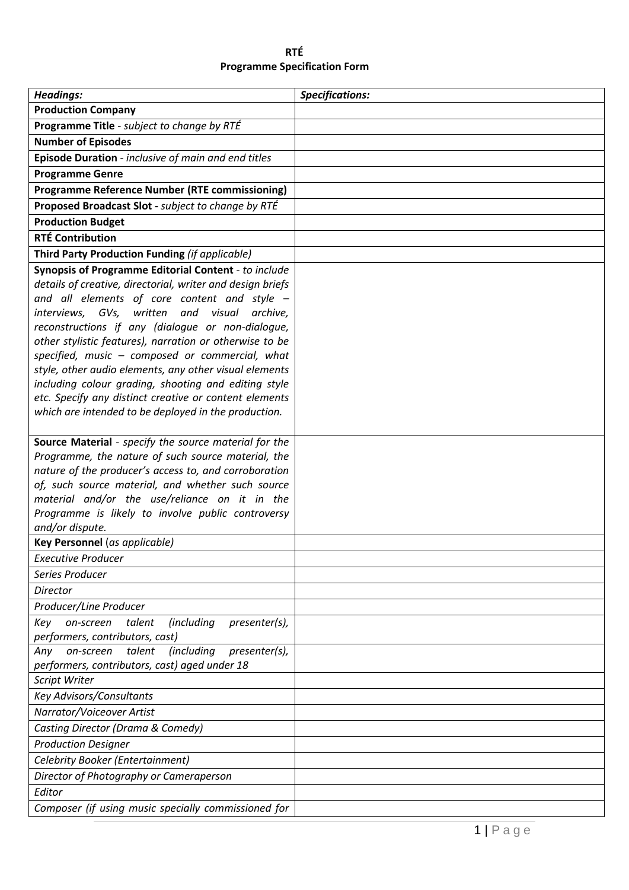**RTÉ**
**Programme Specification Form**

| *Headings:* | *Specifications:* |
|---|---|
| **Production Company** | |
| **Programme Title** - *subject to change by RTÉ* | |
| **Number of Episodes** | |
| **Episode Duration** - *inclusive of main and end titles* | |
| **Programme Genre** | |
| **Programme Reference Number (RTE commissioning)** | |
| **Proposed Broadcast Slot -** *subject to change by RTÉ* | |
| **Production Budget** | |
| **RTÉ Contribution** | |
| **Third Party Production Funding** *(if applicable)* | |
| **Synopsis of Programme Editorial Content** - *to include details of creative, directorial, writer and design briefs and all elements of core content and style – interviews, GVs, written and visual archive, reconstructions if any (dialogue or non-dialogue, other stylistic features), narration or otherwise to be specified, music – composed or commercial, what style, other audio elements, any other visual elements including colour grading, shooting and editing style etc. Specify any distinct creative or content elements which are intended to be deployed in the production.* | |
| **Source Material** - *specify the source material for the Programme, the nature of such source material, the nature of the producer's access to, and corroboration of, such source material, and whether such source material and/or the use/reliance on it in the Programme is likely to involve public controversy and/or dispute.* | |
| **Key Personnel** (*as applicable)* | |
| *Executive Producer* | |
| *Series Producer* | |
| *Director* | |
| *Producer/Line Producer* | |
| *Key on-screen talent (including presenter(s), performers, contributors, cast)* | |
| *Any on-screen talent (including presenter(s), performers, contributors, cast) aged under 18* | |
| *Script Writer* | |
| *Key Advisors/Consultants* | |
| *Narrator/Voiceover Artist* | |
| *Casting Director (Drama & Comedy)* | |
| *Production Designer* | |
| *Celebrity Booker (Entertainment)* | |
| *Director of Photography or Cameraperson* | |
| *Editor* | |
| *Composer (if using music specially commissioned for* | |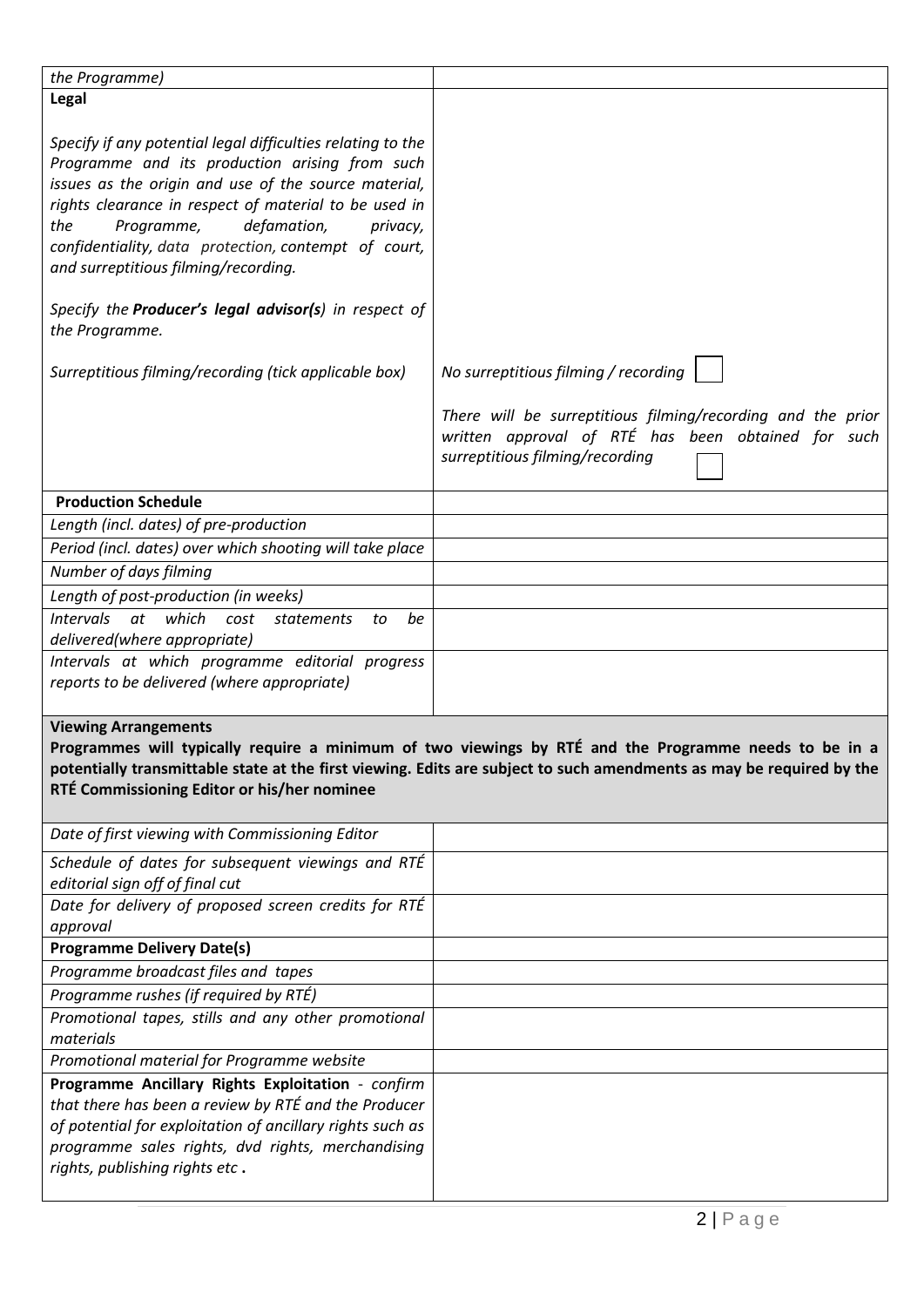| | |
|---|---|
| *the Programme)* | |
| **Legal**<br><br>*Specify if any potential legal difficulties relating to the Programme and its production arising from such issues as the origin and use of the source material, rights clearance in respect of material to be used in the Programme, defamation, privacy, confidentiality, data protection, contempt of court, and surreptitious filming/recording.*<br><br>*Specify the **Producer's legal advisor(s**) in respect of the Programme.*<br><br>*Surreptitious filming/recording (tick applicable box)* | <br><br><br><br><br><br><br><br>*No surreptitious filming / recording* ☐<br><br>*There will be surreptitious filming/recording and the prior written approval of RTÉ has been obtained for such surreptitious filming/recording* ☐ |
| **Production Schedule** | |
| *Length (incl. dates) of pre-production* | |
| *Period (incl. dates) over which shooting will take place* | |
| *Number of days filming* | |
| *Length of post-production (in weeks)* | |
| *Intervals at which cost statements to be delivered(where appropriate)* | |
| *Intervals at which programme editorial progress reports to be delivered (where appropriate)* | |
| **Viewing Arrangements**<br>**Programmes will typically require a minimum of two viewings by RTÉ and the Programme needs to be in a potentially transmittable state at the first viewing. Edits are subject to such amendments as may be required by the RTÉ Commissioning Editor or his/her nominee** | |
| *Date of first viewing with Commissioning Editor* | |
| *Schedule of dates for subsequent viewings and RTÉ editorial sign off of final cut* | |
| *Date for delivery of proposed screen credits for RTÉ approval* | |
| **Programme Delivery Date(s)** | |
| *Programme broadcast files and tapes* | |
| *Programme rushes (if required by RTÉ)* | |
| *Promotional tapes, stills and any other promotional materials* | |
| *Promotional material for Programme website* | |
| **Programme Ancillary Rights Exploitation** - *confirm that there has been a review by RTÉ and the Producer of potential for exploitation of ancillary rights such as programme sales rights, dvd rights, merchandising rights, publishing rights etc* **.** | |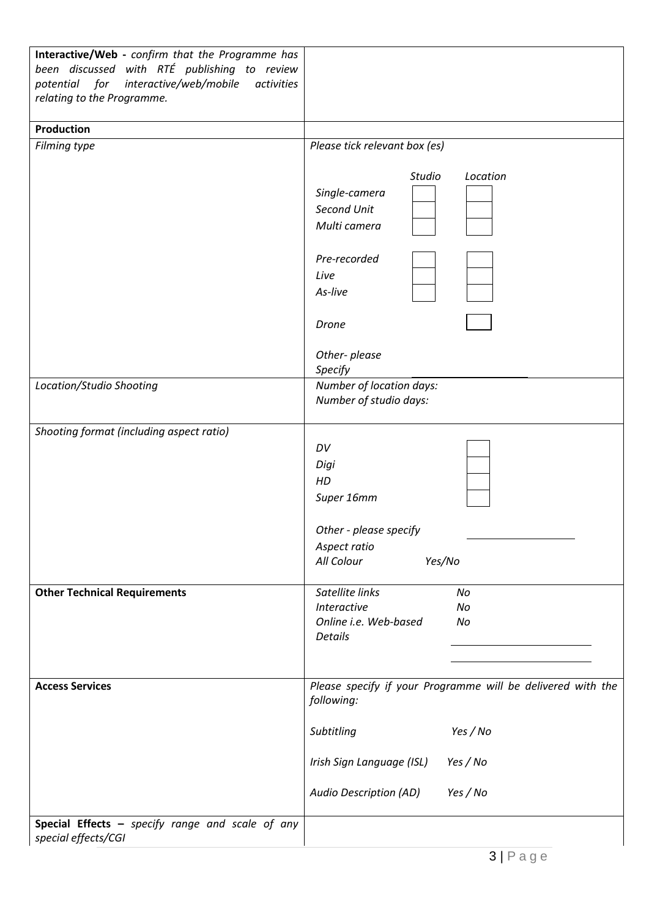| | |
|---|---|
| **Interactive/Web -** *confirm that the Programme has been discussed with RTÉ publishing to review potential for interactive/web/mobile activities relating to the Programme.* | |
| **Production** | |
| *Filming type* | *Please tick relevant box (es)*<br><br>*Studio* *Location*<br>*Single-camera* ☐ ☐<br>*Second Unit* ☐ ☐<br>*Multi camera* ☐ ☐<br><br>*Pre-recorded* ☐ ☐<br>*Live* ☐ ☐<br>*As-live* ☐ ☐<br><br>*Drone* ☐<br><br>*Other- please Specify* ________________ |
| *Location/Studio Shooting* | *Number of location days:*<br>*Number of studio days:* |
| *Shooting format (including aspect ratio)* | *DV* ☐<br>*Digi* ☐<br>*HD* ☐<br>*Super 16mm* ☐<br><br>*Other - please specify* ________________<br>*Aspect ratio*<br>*All Colour* *Yes/No* |
| **Other Technical Requirements** | *Satellite links* *No*<br>*Interactive* *No*<br>*Online i.e. Web-based* *No*<br>*Details* ________________<br>________________ |
| **Access Services** | *Please specify if your Programme will be delivered with the following:*<br><br>*Subtitling* *Yes / No*<br><br>*Irish Sign Language (ISL)* *Yes / No*<br><br>*Audio Description (AD)* *Yes / No* |
| **Special Effects –** *specify range and scale of any special effects/CGI* | |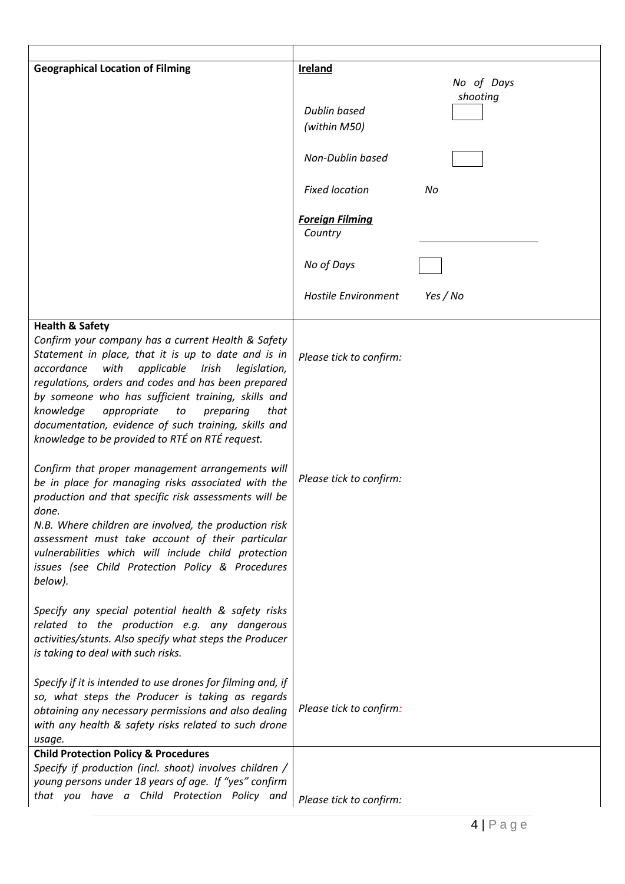| | |
|---|---|
| **Geographical Location of Filming** | **Ireland**<br>*No of Days shooting*<br>*Dublin based (within M50)* [ ]<br>*Non-Dublin based* [ ]<br>*Fixed location* *No*<br>***Foreign Filming***<br>*Country* ____________<br>*No of Days* [ ]<br>*Hostile Environment* *Yes / No* |
| **Health & Safety**<br>*Confirm your company has a current Health & Safety Statement in place, that it is up to date and is in accordance with applicable Irish legislation, regulations, orders and codes and has been prepared by someone who has sufficient training, skills and knowledge appropriate to preparing that documentation, evidence of such training, skills and knowledge to be provided to RTÉ on RTÉ request.* | *Please tick to confirm:* |
| *Confirm that proper management arrangements will be in place for managing risks associated with the production and that specific risk assessments will be done.*<br>*N.B. Where children are involved, the production risk assessment must take account of their particular vulnerabilities which will include child protection issues (see Child Protection Policy & Procedures below).* | *Please tick to confirm:* |
| *Specify any special potential health & safety risks related to the production e.g. any dangerous activities/stunts. Also specify what steps the Producer is taking to deal with such risks.* | |
| *Specify if it is intended to use drones for filming and, if so, what steps the Producer is taking as regards obtaining any necessary permissions and also dealing with any health & safety risks related to such drone usage.* | *Please tick to confirm:* |
| **Child Protection Policy & Procedures**<br>*Specify if production (incl. shoot) involves children / young persons under 18 years of age. If "yes" confirm that you have a Child Protection Policy and* | *Please tick to confirm:* |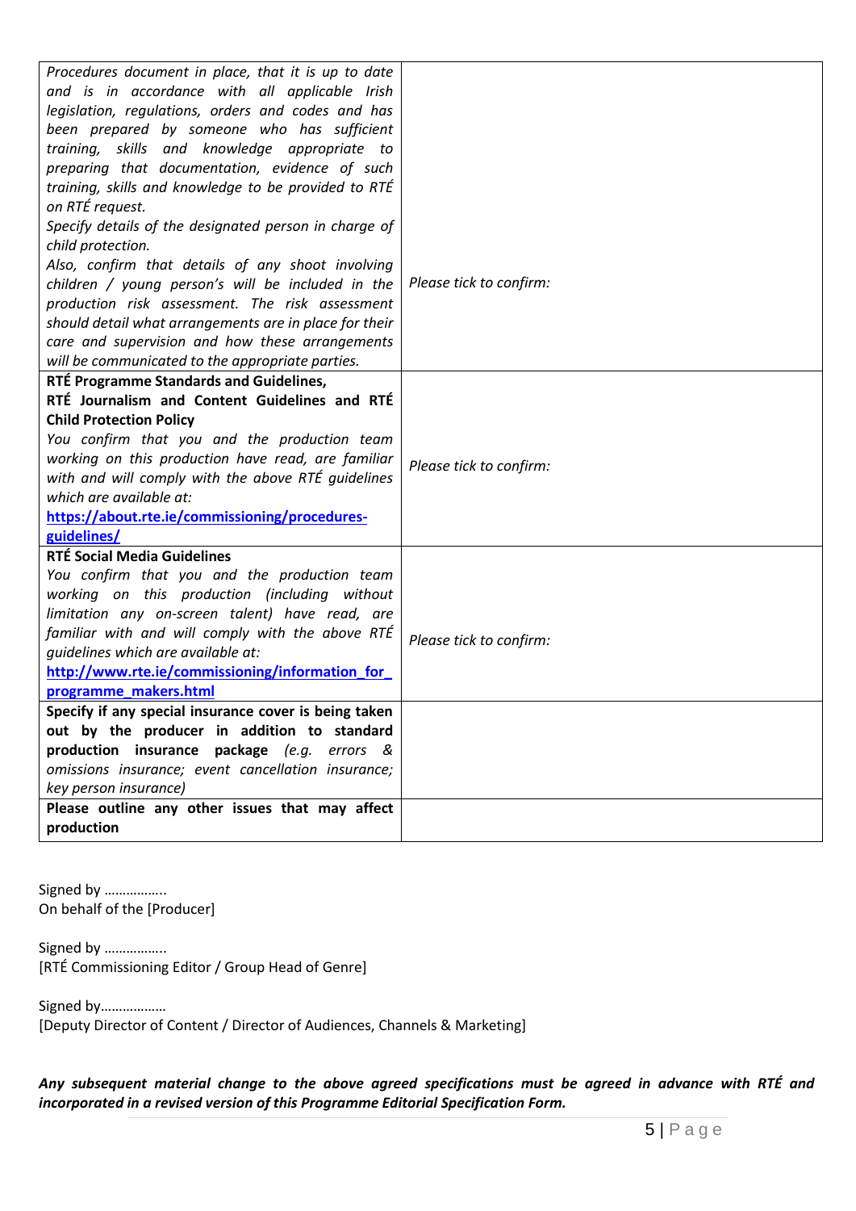| | |
|---|---|
| *Procedures document in place, that it is up to date and is in accordance with all applicable Irish legislation, regulations, orders and codes and has been prepared by someone who has sufficient training, skills and knowledge appropriate to preparing that documentation, evidence of such training, skills and knowledge to be provided to RTÉ on RTÉ request.*<br>*Specify details of the designated person in charge of child protection.*<br>*Also, confirm that details of any shoot involving children / young person's will be included in the production risk assessment. The risk assessment should detail what arrangements are in place for their care and supervision and how these arrangements will be communicated to the appropriate parties.* | *Please tick to confirm:* |
| **RTÉ Programme Standards and Guidelines, RTÉ Journalism and Content Guidelines and RTÉ Child Protection Policy**<br>*You confirm that you and the production team working on this production have read, are familiar with and will comply with the above RTÉ guidelines which are available at:*<br>[https://about.rte.ie/commissioning/procedures-guidelines/](https://about.rte.ie/commissioning/procedures-guidelines/) | *Please tick to confirm:* |
| **RTÉ Social Media Guidelines**<br>*You confirm that you and the production team working on this production (including without limitation any on-screen talent) have read, are familiar with and will comply with the above RTÉ guidelines which are available at:*<br>[http://www.rte.ie/commissioning/information_for_programme_makers.html](http://www.rte.ie/commissioning/information_for_programme_makers.html) | *Please tick to confirm:* |
| **Specify if any special insurance cover is being taken out by the producer in addition to standard production insurance package** *(e.g. errors & omissions insurance; event cancellation insurance; key person insurance)* | |
| **Please outline any other issues that may affect production** | |

Signed by ……………..
On behalf of the [Producer]

Signed by ……………..
[RTÉ Commissioning Editor / Group Head of Genre]

Signed by………………
[Deputy Director of Content / Director of Audiences, Channels & Marketing]

***Any subsequent material change to the above agreed specifications must be agreed in advance with RTÉ and incorporated in a revised version of this Programme Editorial Specification Form.***